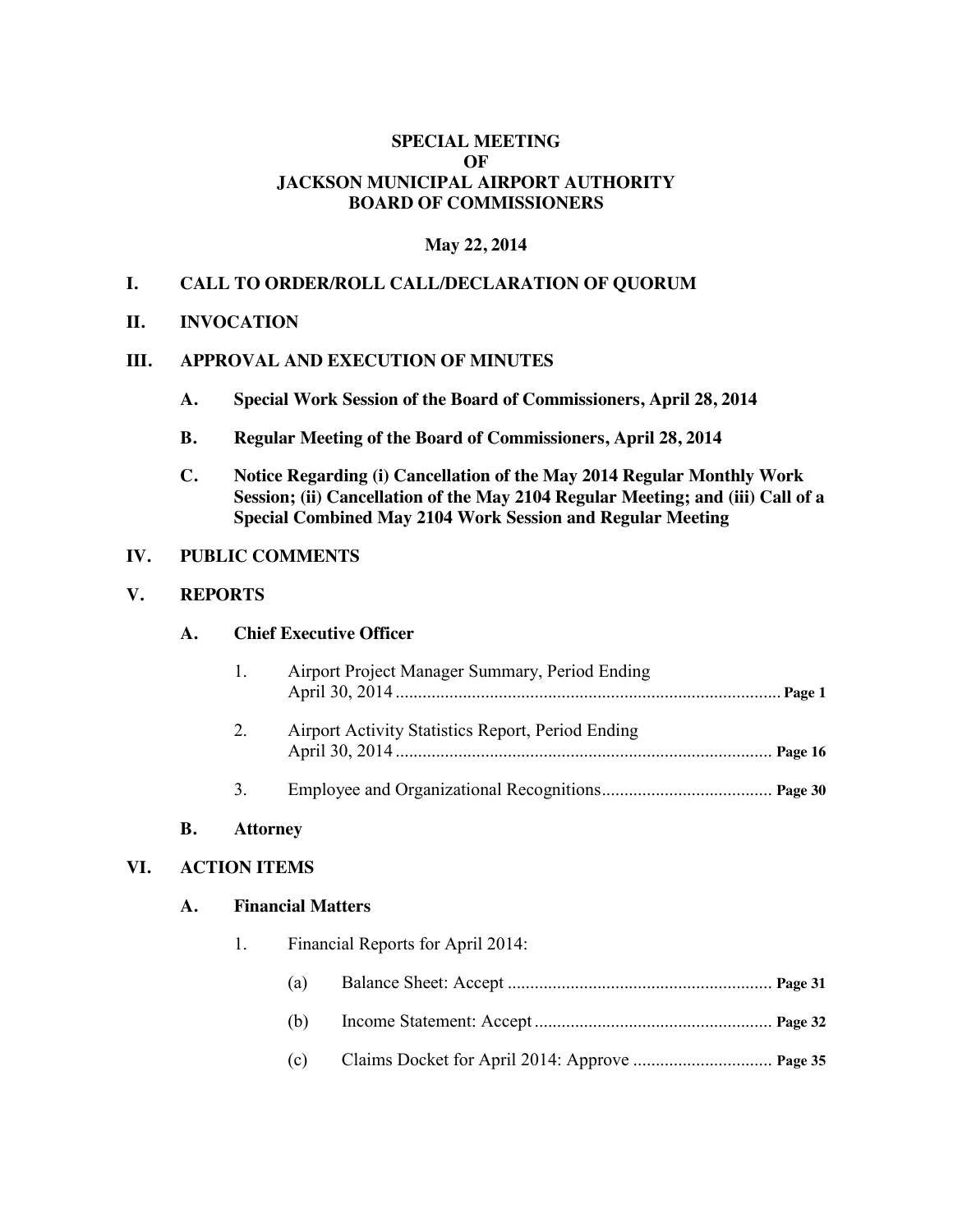# SPECIAL MEETING
# OF
# JACKSON MUNICIPAL AIRPORT AUTHORITY
# BOARD OF COMMISSIONERS

**May 22, 2014**

## I. CALL TO ORDER/ROLL CALL/DECLARATION OF QUORUM

## II. INVOCATION

## III. APPROVAL AND EXECUTION OF MINUTES

**A. Special Work Session of the Board of Commissioners, April 28, 2014**

**B. Regular Meeting of the Board of Commissioners, April 28, 2014**

**C. Notice Regarding (i) Cancellation of the May 2014 Regular Monthly Work Session; (ii) Cancellation of the May 2104 Regular Meeting; and (iii) Call of a Special Combined May 2104 Work Session and Regular Meeting**

## IV. PUBLIC COMMENTS

## V. REPORTS

### A. Chief Executive Officer

1. Airport Project Manager Summary, Period Ending April 30, 2014 ..................................................................................... **Page 1**

2. Airport Activity Statistics Report, Period Ending April 30, 2014 .................................................................................... **Page 16**

3. Employee and Organizational Recognitions...................................... **Page 30**

### B. Attorney

## VI. ACTION ITEMS

### A. Financial Matters

1. Financial Reports for April 2014:

   (a) Balance Sheet: Accept ........................................................... **Page 31**

   (b) Income Statement: Accept ..................................................... **Page 32**

   (c) Claims Docket for April 2014: Approve ............................... **Page 35**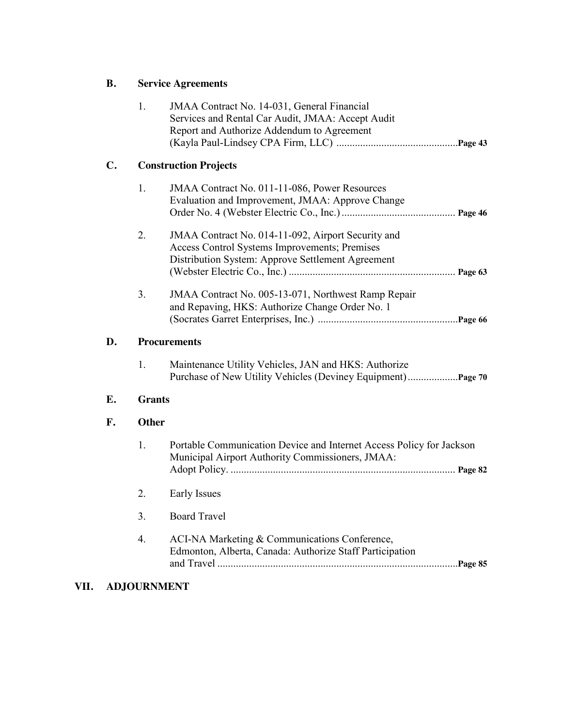**B. Service Agreements**

1. JMAA Contract No. 14-031, General Financial Services and Rental Car Audit, JMAA: Accept Audit Report and Authorize Addendum to Agreement (Kayla Paul-Lindsey CPA Firm, LLC) .............................................**Page 43**

**C. Construction Projects**

1. JMAA Contract No. 011-11-086, Power Resources Evaluation and Improvement, JMAA: Approve Change Order No. 4 (Webster Electric Co., Inc.) .......................................... **Page 46**

2. JMAA Contract No. 014-11-092, Airport Security and Access Control Systems Improvements; Premises Distribution System: Approve Settlement Agreement (Webster Electric Co., Inc.) .............................................................. **Page 63**

3. JMAA Contract No. 005-13-071, Northwest Ramp Repair and Repaving, HKS: Authorize Change Order No. 1 (Socrates Garret Enterprises, Inc.) ....................................................**Page 66**

**D. Procurements**

1. Maintenance Utility Vehicles, JAN and HKS: Authorize Purchase of New Utility Vehicles (Deviney Equipment)..................**Page 70**

**E. Grants**

**F. Other**

1. Portable Communication Device and Internet Access Policy for Jackson Municipal Airport Authority Commissioners, JMAA: Adopt Policy. .................................................................................... **Page 82**

2. Early Issues

3. Board Travel

4. ACI-NA Marketing & Communications Conference, Edmonton, Alberta, Canada: Authorize Staff Participation and Travel ..........................................................................................**Page 85**

**VII. ADJOURNMENT**